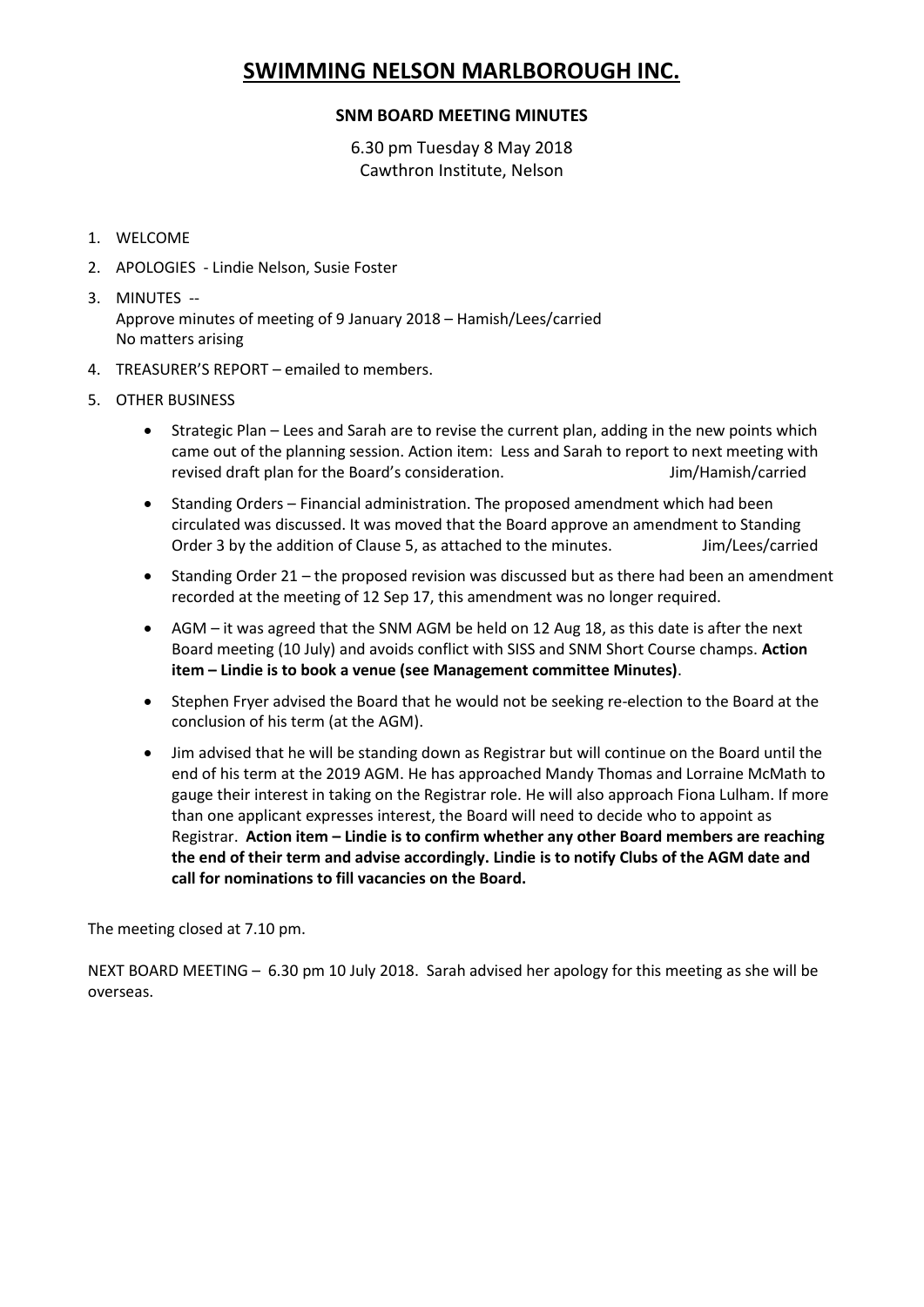# SWIMMING NELSON MARLBOROUGH INC.

**SNM BOARD MEETING MINUTES**

6.30 pm Tuesday 8 May 2018
Cawthron Institute, Nelson

1. WELCOME
2. APOLOGIES - Lindie Nelson, Susie Foster
3. MINUTES --
   Approve minutes of meeting of 9 January 2018 – Hamish/Lees/carried
   No matters arising
4. TREASURER'S REPORT – emailed to members.
5. OTHER BUSINESS
   - Strategic Plan – Lees and Sarah are to revise the current plan, adding in the new points which came out of the planning session. Action item: Less and Sarah to report to next meeting with revised draft plan for the Board's consideration. Jim/Hamish/carried
   - Standing Orders – Financial administration. The proposed amendment which had been circulated was discussed. It was moved that the Board approve an amendment to Standing Order 3 by the addition of Clause 5, as attached to the minutes. Jim/Lees/carried
   - Standing Order 21 – the proposed revision was discussed but as there had been an amendment recorded at the meeting of 12 Sep 17, this amendment was no longer required.
   - AGM – it was agreed that the SNM AGM be held on 12 Aug 18, as this date is after the next Board meeting (10 July) and avoids conflict with SISS and SNM Short Course champs. **Action item – Lindie is to book a venue (see Management committee Minutes)**.
   - Stephen Fryer advised the Board that he would not be seeking re-election to the Board at the conclusion of his term (at the AGM).
   - Jim advised that he will be standing down as Registrar but will continue on the Board until the end of his term at the 2019 AGM. He has approached Mandy Thomas and Lorraine McMath to gauge their interest in taking on the Registrar role. He will also approach Fiona Lulham. If more than one applicant expresses interest, the Board will need to decide who to appoint as Registrar. **Action item – Lindie is to confirm whether any other Board members are reaching the end of their term and advise accordingly. Lindie is to notify Clubs of the AGM date and call for nominations to fill vacancies on the Board.**

The meeting closed at 7.10 pm.

NEXT BOARD MEETING – 6.30 pm 10 July 2018. Sarah advised her apology for this meeting as she will be overseas.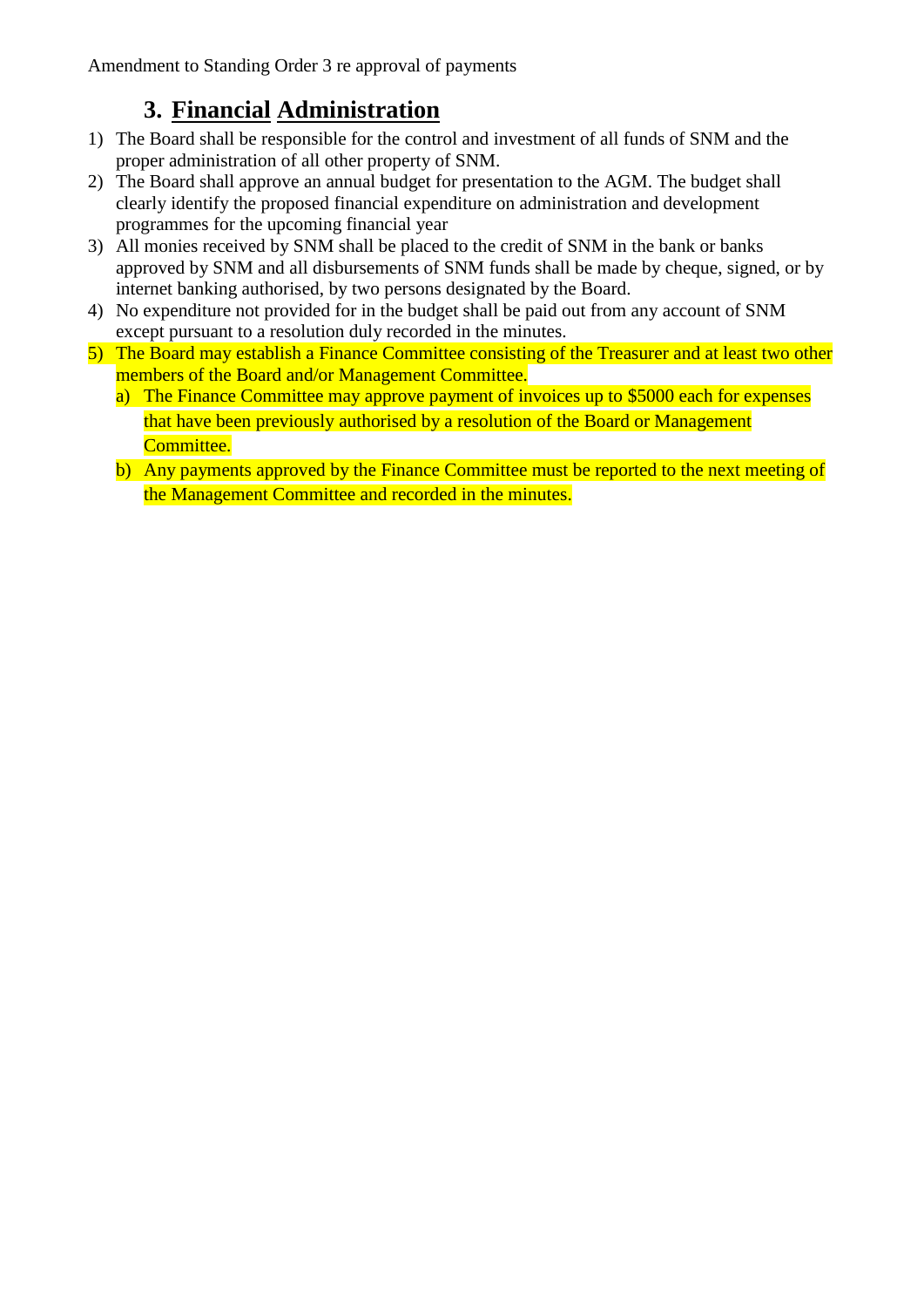Amendment to Standing Order 3 re approval of payments

## 3. <u>Financial</u> <u>Administration</u>

1) The Board shall be responsible for the control and investment of all funds of SNM and the proper administration of all other property of SNM.
2) The Board shall approve an annual budget for presentation to the AGM. The budget shall clearly identify the proposed financial expenditure on administration and development programmes for the upcoming financial year
3) All monies received by SNM shall be placed to the credit of SNM in the bank or banks approved by SNM and all disbursements of SNM funds shall be made by cheque, signed, or by internet banking authorised, by two persons designated by the Board.
4) No expenditure not provided for in the budget shall be paid out from any account of SNM except pursuant to a resolution duly recorded in the minutes.
5) The Board may establish a Finance Committee consisting of the Treasurer and at least two other members of the Board and/or Management Committee.
   a) The Finance Committee may approve payment of invoices up to $5000 each for expenses that have been previously authorised by a resolution of the Board or Management Committee.
   b) Any payments approved by the Finance Committee must be reported to the next meeting of the Management Committee and recorded in the minutes.